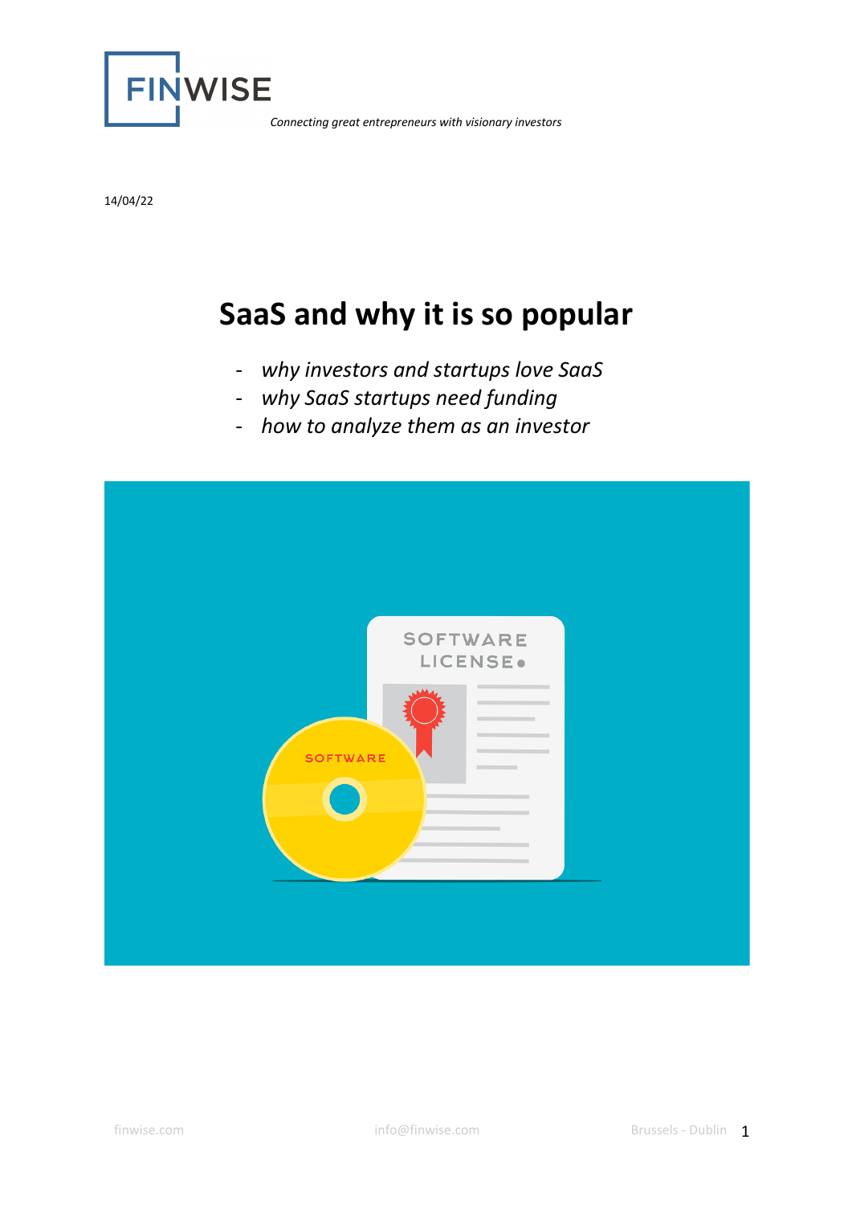FINWISE

*Connecting great entrepreneurs with visionary investors*

14/04/22

# SaaS and why it is so popular

- *why investors and startups love SaaS*
- *why SaaS startups need funding*
- *how to analyze them as an investor*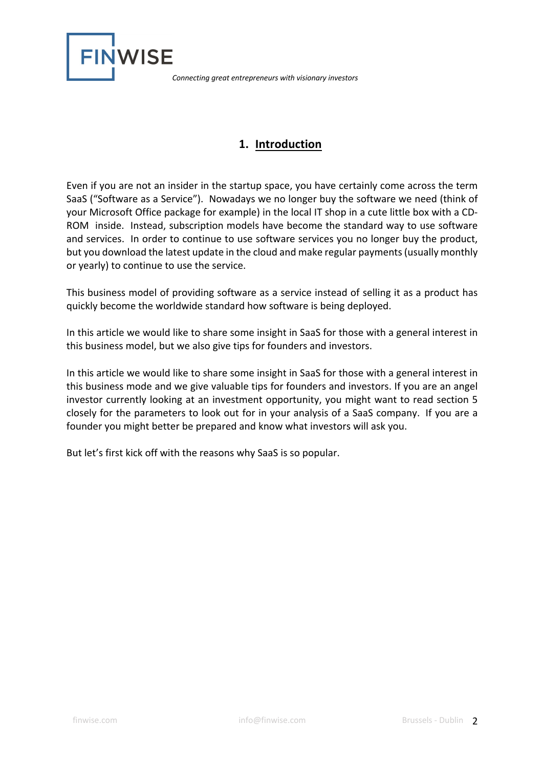## 1. Introduction

Even if you are not an insider in the startup space, you have certainly come across the term SaaS ("Software as a Service"). Nowadays we no longer buy the software we need (think of your Microsoft Office package for example) in the local IT shop in a cute little box with a CD-ROM inside. Instead, subscription models have become the standard way to use software and services. In order to continue to use software services you no longer buy the product, but you download the latest update in the cloud and make regular payments (usually monthly or yearly) to continue to use the service.

This business model of providing software as a service instead of selling it as a product has quickly become the worldwide standard how software is being deployed.

In this article we would like to share some insight in SaaS for those with a general interest in this business model, but we also give tips for founders and investors.

In this article we would like to share some insight in SaaS for those with a general interest in this business mode and we give valuable tips for founders and investors. If you are an angel investor currently looking at an investment opportunity, you might want to read section 5 closely for the parameters to look out for in your analysis of a SaaS company. If you are a founder you might better be prepared and know what investors will ask you.

But let's first kick off with the reasons why SaaS is so popular.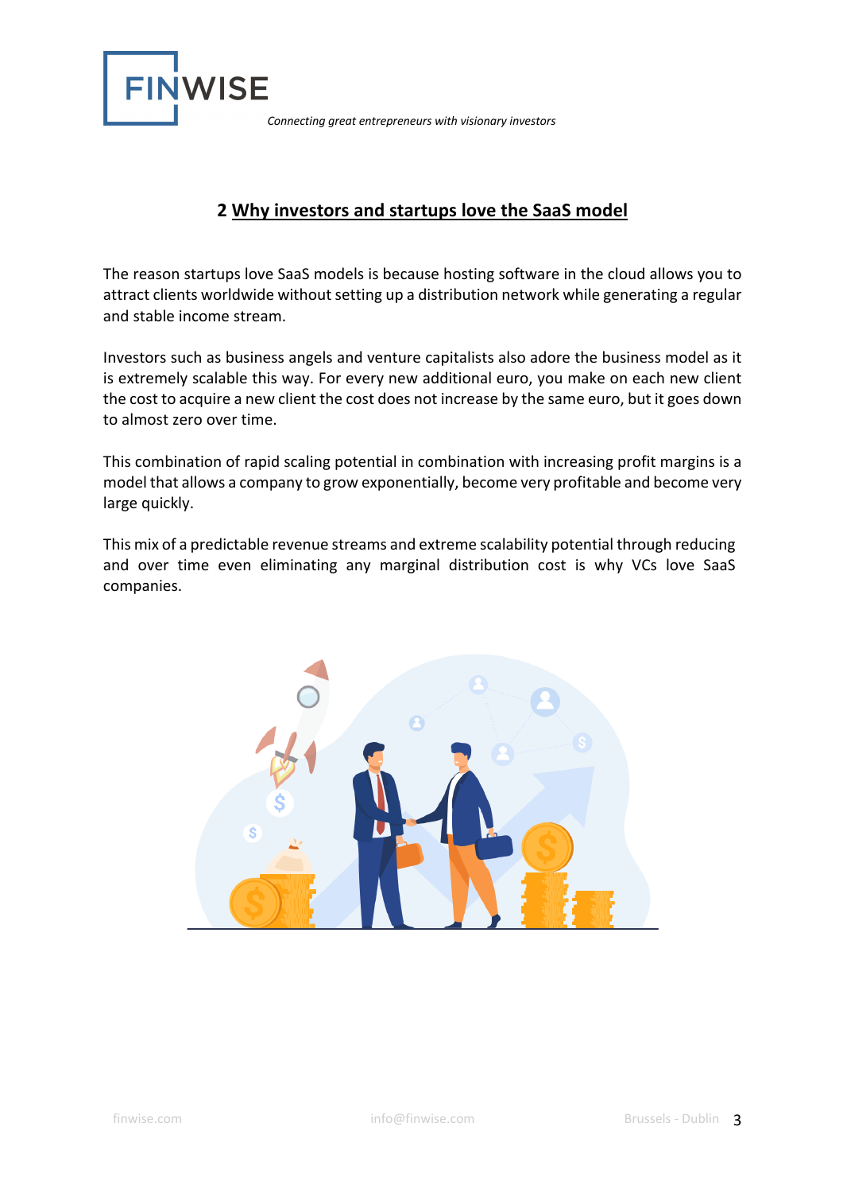## 2 Why investors and startups love the SaaS model

The reason startups love SaaS models is because hosting software in the cloud allows you to attract clients worldwide without setting up a distribution network while generating a regular and stable income stream.

Investors such as business angels and venture capitalists also adore the business model as it is extremely scalable this way. For every new additional euro, you make on each new client the cost to acquire a new client the cost does not increase by the same euro, but it goes down to almost zero over time.

This combination of rapid scaling potential in combination with increasing profit margins is a model that allows a company to grow exponentially, become very profitable and become very large quickly.

This mix of a predictable revenue streams and extreme scalability potential through reducing and over time even eliminating any marginal distribution cost is why VCs love SaaS companies.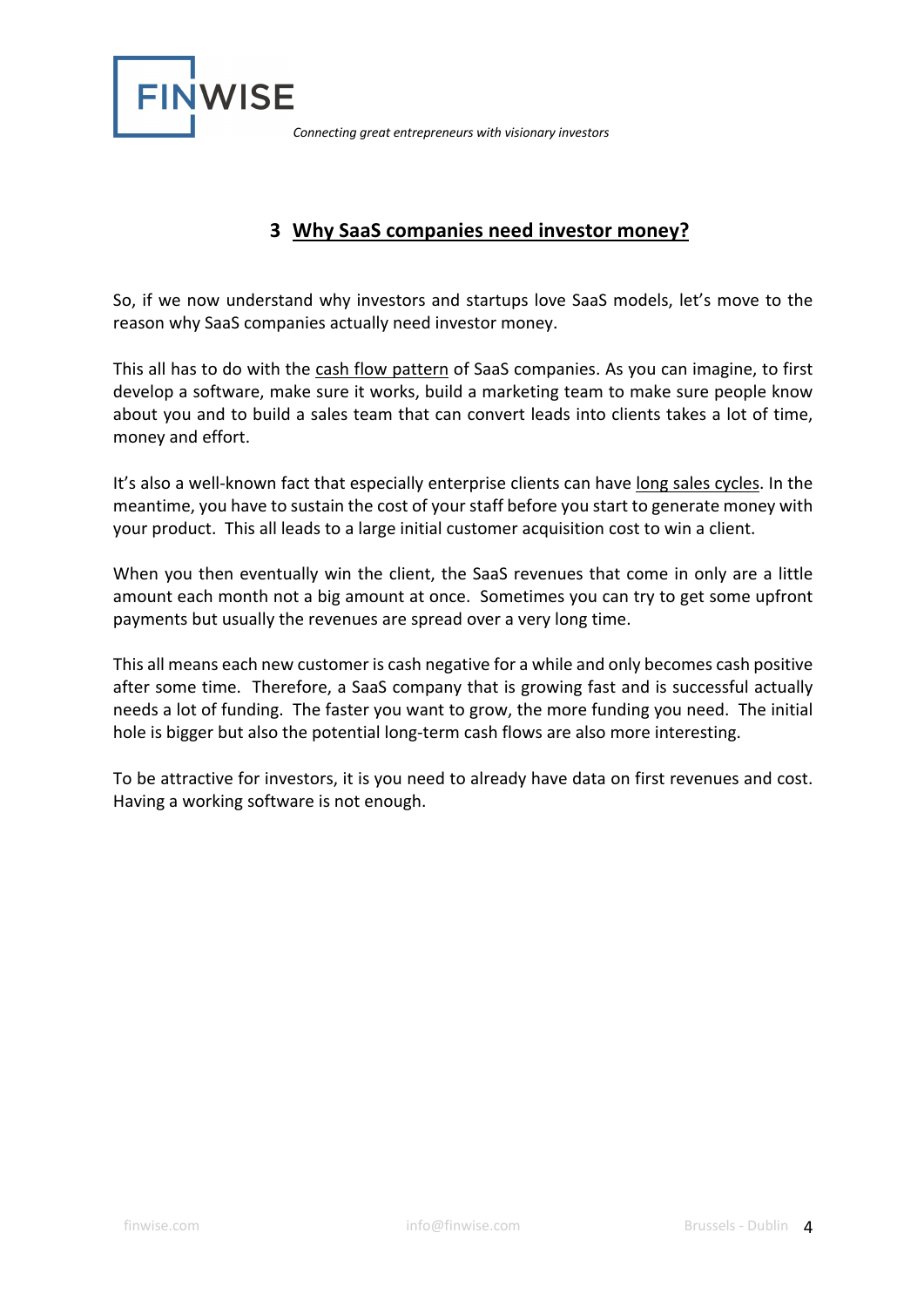## 3 Why SaaS companies need investor money?

So, if we now understand why investors and startups love SaaS models, let's move to the reason why SaaS companies actually need investor money.

This all has to do with the cash flow pattern of SaaS companies. As you can imagine, to first develop a software, make sure it works, build a marketing team to make sure people know about you and to build a sales team that can convert leads into clients takes a lot of time, money and effort.

It's also a well-known fact that especially enterprise clients can have long sales cycles. In the meantime, you have to sustain the cost of your staff before you start to generate money with your product. This all leads to a large initial customer acquisition cost to win a client.

When you then eventually win the client, the SaaS revenues that come in only are a little amount each month not a big amount at once. Sometimes you can try to get some upfront payments but usually the revenues are spread over a very long time.

This all means each new customer is cash negative for a while and only becomes cash positive after some time. Therefore, a SaaS company that is growing fast and is successful actually needs a lot of funding. The faster you want to grow, the more funding you need. The initial hole is bigger but also the potential long-term cash flows are also more interesting.

To be attractive for investors, it is you need to already have data on first revenues and cost. Having a working software is not enough.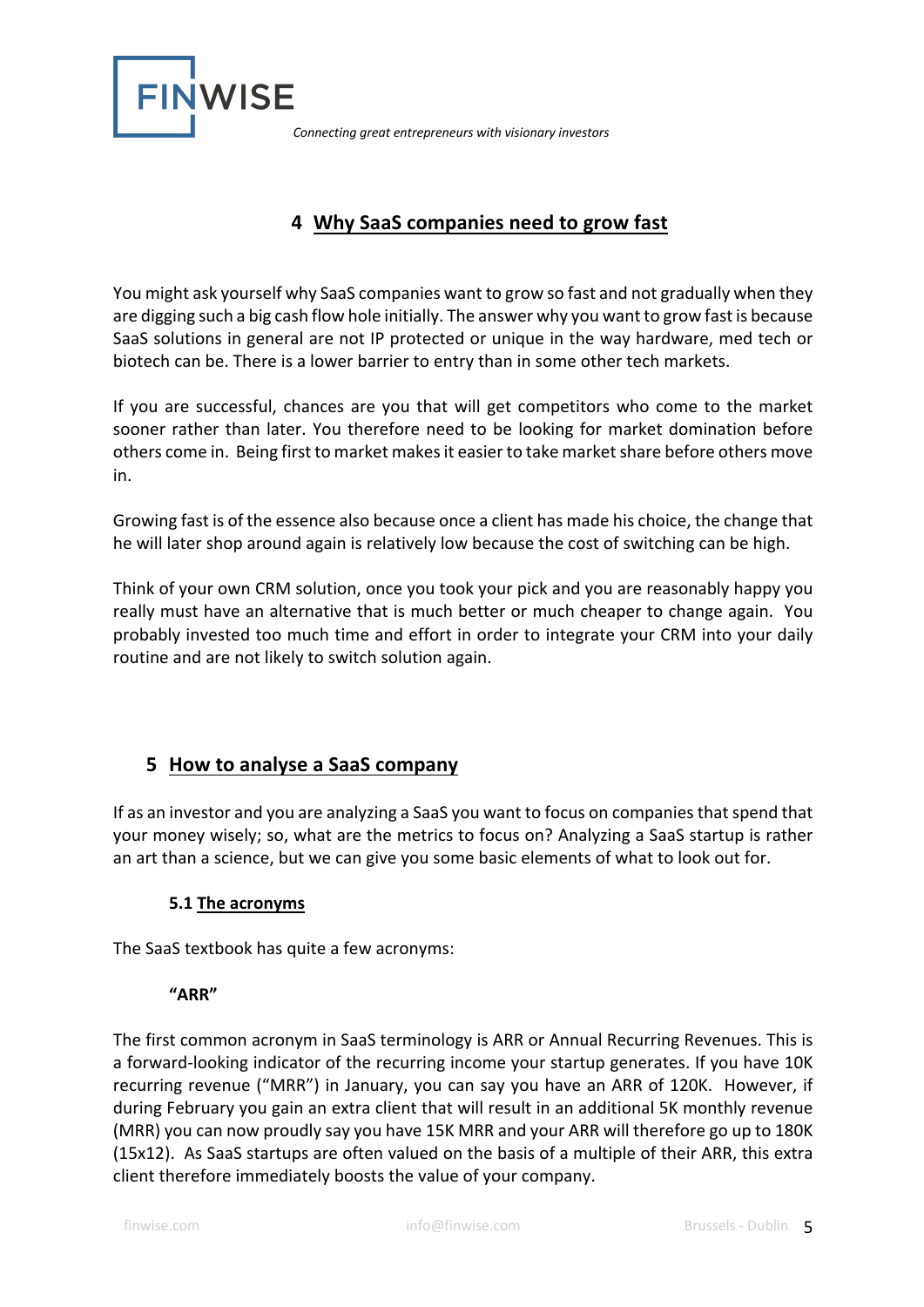## 4 Why SaaS companies need to grow fast

You might ask yourself why SaaS companies want to grow so fast and not gradually when they are digging such a big cash flow hole initially. The answer why you want to grow fast is because SaaS solutions in general are not IP protected or unique in the way hardware, med tech or biotech can be. There is a lower barrier to entry than in some other tech markets.

If you are successful, chances are you that will get competitors who come to the market sooner rather than later. You therefore need to be looking for market domination before others come in. Being first to market makes it easier to take market share before others move in.

Growing fast is of the essence also because once a client has made his choice, the change that he will later shop around again is relatively low because the cost of switching can be high.

Think of your own CRM solution, once you took your pick and you are reasonably happy you really must have an alternative that is much better or much cheaper to change again. You probably invested too much time and effort in order to integrate your CRM into your daily routine and are not likely to switch solution again.

## 5 How to analyse a SaaS company

If as an investor and you are analyzing a SaaS you want to focus on companies that spend that your money wisely; so, what are the metrics to focus on? Analyzing a SaaS startup is rather an art than a science, but we can give you some basic elements of what to look out for.

### 5.1 The acronyms

The SaaS textbook has quite a few acronyms:

**"ARR"**

The first common acronym in SaaS terminology is ARR or Annual Recurring Revenues. This is a forward-looking indicator of the recurring income your startup generates. If you have 10K recurring revenue ("MRR") in January, you can say you have an ARR of 120K. However, if during February you gain an extra client that will result in an additional 5K monthly revenue (MRR) you can now proudly say you have 15K MRR and your ARR will therefore go up to 180K (15x12). As SaaS startups are often valued on the basis of a multiple of their ARR, this extra client therefore immediately boosts the value of your company.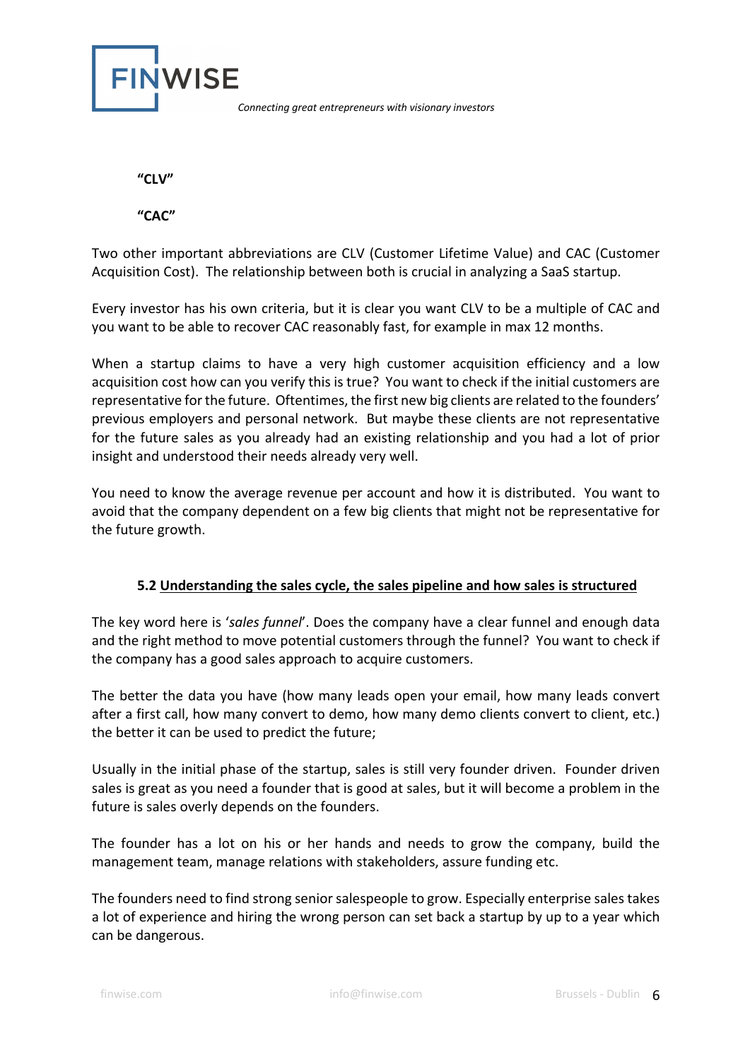**“CLV”**

**“CAC”**

Two other important abbreviations are CLV (Customer Lifetime Value) and CAC (Customer Acquisition Cost). The relationship between both is crucial in analyzing a SaaS startup.

Every investor has his own criteria, but it is clear you want CLV to be a multiple of CAC and you want to be able to recover CAC reasonably fast, for example in max 12 months.

When a startup claims to have a very high customer acquisition efficiency and a low acquisition cost how can you verify this is true? You want to check if the initial customers are representative for the future. Oftentimes, the first new big clients are related to the founders' previous employers and personal network. But maybe these clients are not representative for the future sales as you already had an existing relationship and you had a lot of prior insight and understood their needs already very well.

You need to know the average revenue per account and how it is distributed. You want to avoid that the company dependent on a few big clients that might not be representative for the future growth.

### 5.2 Understanding the sales cycle, the sales pipeline and how sales is structured

The key word here is '*sales funnel*'. Does the company have a clear funnel and enough data and the right method to move potential customers through the funnel? You want to check if the company has a good sales approach to acquire customers.

The better the data you have (how many leads open your email, how many leads convert after a first call, how many convert to demo, how many demo clients convert to client, etc.) the better it can be used to predict the future;

Usually in the initial phase of the startup, sales is still very founder driven. Founder driven sales is great as you need a founder that is good at sales, but it will become a problem in the future is sales overly depends on the founders.

The founder has a lot on his or her hands and needs to grow the company, build the management team, manage relations with stakeholders, assure funding etc.

The founders need to find strong senior salespeople to grow. Especially enterprise sales takes a lot of experience and hiring the wrong person can set back a startup by up to a year which can be dangerous.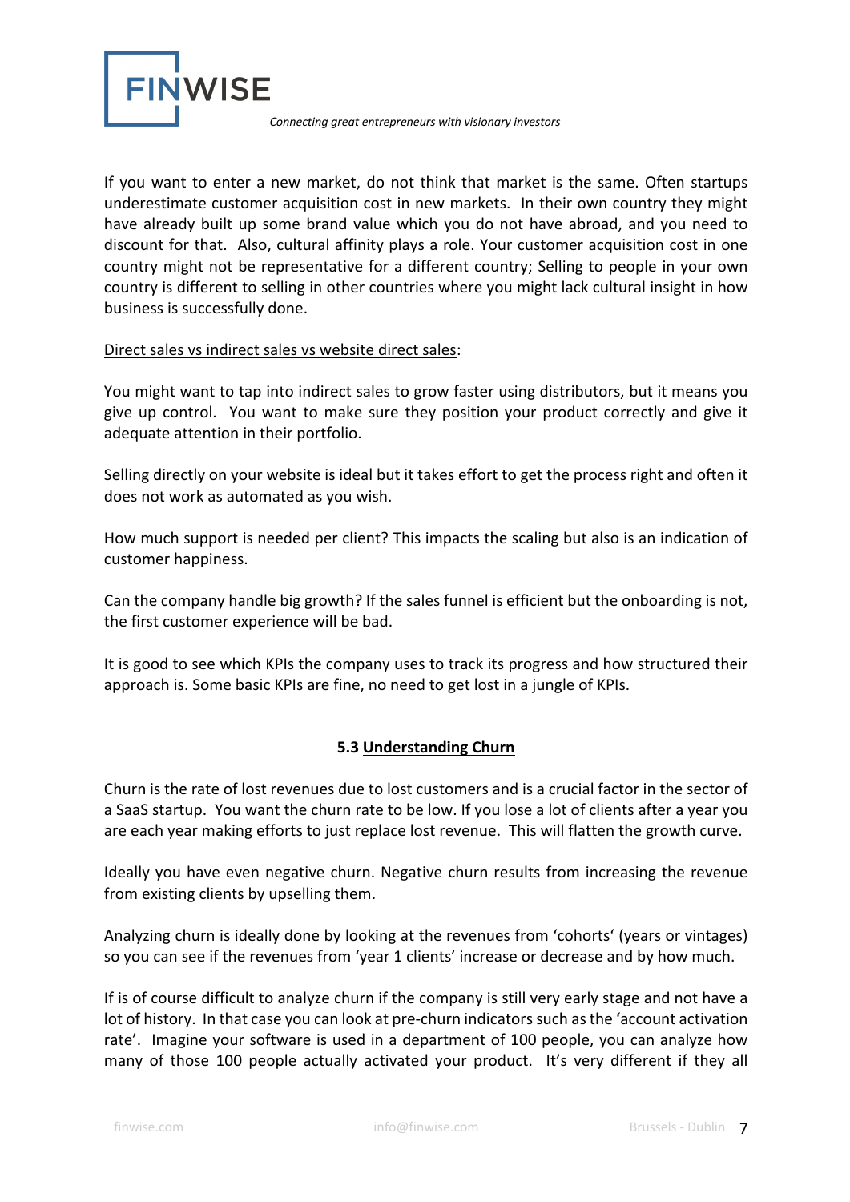If you want to enter a new market, do not think that market is the same. Often startups underestimate customer acquisition cost in new markets. In their own country they might have already built up some brand value which you do not have abroad, and you need to discount for that. Also, cultural affinity plays a role. Your customer acquisition cost in one country might not be representative for a different country; Selling to people in your own country is different to selling in other countries where you might lack cultural insight in how business is successfully done.

Direct sales vs indirect sales vs website direct sales:

You might want to tap into indirect sales to grow faster using distributors, but it means you give up control. You want to make sure they position your product correctly and give it adequate attention in their portfolio.

Selling directly on your website is ideal but it takes effort to get the process right and often it does not work as automated as you wish.

How much support is needed per client? This impacts the scaling but also is an indication of customer happiness.

Can the company handle big growth? If the sales funnel is efficient but the onboarding is not, the first customer experience will be bad.

It is good to see which KPIs the company uses to track its progress and how structured their approach is. Some basic KPIs are fine, no need to get lost in a jungle of KPIs.

### 5.3 Understanding Churn

Churn is the rate of lost revenues due to lost customers and is a crucial factor in the sector of a SaaS startup. You want the churn rate to be low. If you lose a lot of clients after a year you are each year making efforts to just replace lost revenue. This will flatten the growth curve.

Ideally you have even negative churn. Negative churn results from increasing the revenue from existing clients by upselling them.

Analyzing churn is ideally done by looking at the revenues from 'cohorts' (years or vintages) so you can see if the revenues from 'year 1 clients' increase or decrease and by how much.

If is of course difficult to analyze churn if the company is still very early stage and not have a lot of history. In that case you can look at pre-churn indicators such as the 'account activation rate'. Imagine your software is used in a department of 100 people, you can analyze how many of those 100 people actually activated your product. It's very different if they all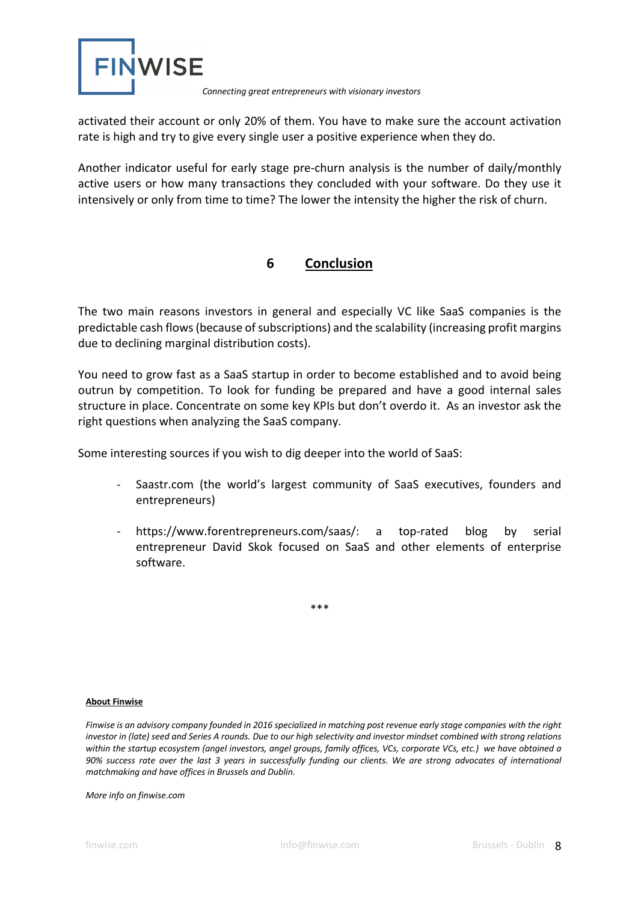activated their account or only 20% of them. You have to make sure the account activation rate is high and try to give every single user a positive experience when they do.

Another indicator useful for early stage pre-churn analysis is the number of daily/monthly active users or how many transactions they concluded with your software. Do they use it intensively or only from time to time? The lower the intensity the higher the risk of churn.

## 6 Conclusion

The two main reasons investors in general and especially VC like SaaS companies is the predictable cash flows (because of subscriptions) and the scalability (increasing profit margins due to declining marginal distribution costs).

You need to grow fast as a SaaS startup in order to become established and to avoid being outrun by competition. To look for funding be prepared and have a good internal sales structure in place. Concentrate on some key KPIs but don't overdo it. As an investor ask the right questions when analyzing the SaaS company.

Some interesting sources if you wish to dig deeper into the world of SaaS:

- Saastr.com (the world's largest community of SaaS executives, founders and entrepreneurs)
- https://www.forentrepreneurs.com/saas/: a top-rated blog by serial entrepreneur David Skok focused on SaaS and other elements of enterprise software.

***

**About Finwise**

*Finwise is an advisory company founded in 2016 specialized in matching post revenue early stage companies with the right investor in (late) seed and Series A rounds. Due to our high selectivity and investor mindset combined with strong relations within the startup ecosystem (angel investors, angel groups, family offices, VCs, corporate VCs, etc.) we have obtained a 90% success rate over the last 3 years in successfully funding our clients. We are strong advocates of international matchmaking and have offices in Brussels and Dublin.*

*More info on finwise.com*